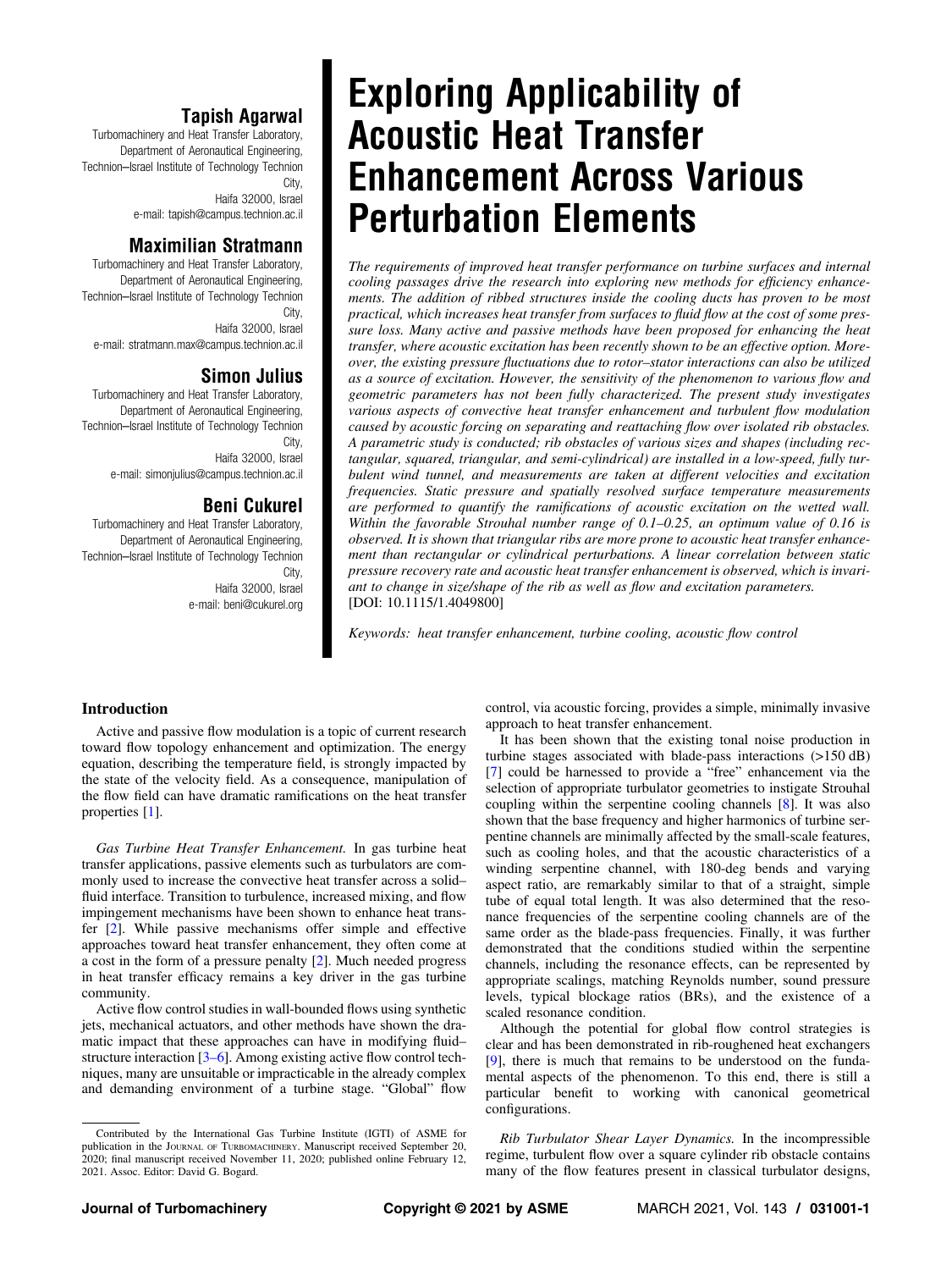# Exploring Applicability of Acoustic Heat Transfer Enhancement Across Various Perturbation Elements

**Tapish Agarwal**
Turbomachinery and Heat Transfer Laboratory,
Department of Aeronautical Engineering,
Technion–Israel Institute of Technology Technion City,
Haifa 32000, Israel
e-mail: tapish@campus.technion.ac.il

**Maximilian Stratmann**
Turbomachinery and Heat Transfer Laboratory,
Department of Aeronautical Engineering,
Technion–Israel Institute of Technology Technion City,
Haifa 32000, Israel
e-mail: stratmann.max@campus.technion.ac.il

**Simon Julius**
Turbomachinery and Heat Transfer Laboratory,
Department of Aeronautical Engineering,
Technion–Israel Institute of Technology Technion City,
Haifa 32000, Israel
e-mail: simonjulius@campus.technion.ac.il

**Beni Cukurel**
Turbomachinery and Heat Transfer Laboratory,
Department of Aeronautical Engineering,
Technion–Israel Institute of Technology Technion City,
Haifa 32000, Israel
e-mail: beni@cukurel.org

*The requirements of improved heat transfer performance on turbine surfaces and internal cooling passages drive the research into exploring new methods for efficiency enhancements. The addition of ribbed structures inside the cooling ducts has proven to be most practical, which increases heat transfer from surfaces to fluid flow at the cost of some pressure loss. Many active and passive methods have been proposed for enhancing the heat transfer, where acoustic excitation has been recently shown to be an effective option. Moreover, the existing pressure fluctuations due to rotor–stator interactions can also be utilized as a source of excitation. However, the sensitivity of the phenomenon to various flow and geometric parameters has not been fully characterized. The present study investigates various aspects of convective heat transfer enhancement and turbulent flow modulation caused by acoustic forcing on separating and reattaching flow over isolated rib obstacles. A parametric study is conducted; rib obstacles of various sizes and shapes (including rectangular, squared, triangular, and semi-cylindrical) are installed in a low-speed, fully turbulent wind tunnel, and measurements are taken at different velocities and excitation frequencies. Static pressure and spatially resolved surface temperature measurements are performed to quantify the ramifications of acoustic excitation on the wetted wall. Within the favorable Strouhal number range of 0.1–0.25, an optimum value of 0.16 is observed. It is shown that triangular ribs are more prone to acoustic heat transfer enhancement than rectangular or cylindrical perturbations. A linear correlation between static pressure recovery rate and acoustic heat transfer enhancement is observed, which is invariant to change in size/shape of the rib as well as flow and excitation parameters.*
[DOI: 10.1115/1.4049800]

*Keywords: heat transfer enhancement, turbine cooling, acoustic flow control*

## Introduction

Active and passive flow modulation is a topic of current research toward flow topology enhancement and optimization. The energy equation, describing the temperature field, is strongly impacted by the state of the velocity field. As a consequence, manipulation of the flow field can have dramatic ramifications on the heat transfer properties [1].

*Gas Turbine Heat Transfer Enhancement.* In gas turbine heat transfer applications, passive elements such as turbulators are commonly used to increase the convective heat transfer across a solid–fluid interface. Transition to turbulence, increased mixing, and flow impingement mechanisms have been shown to enhance heat transfer [2]. While passive mechanisms offer simple and effective approaches toward heat transfer enhancement, they often come at a cost in the form of a pressure penalty [2]. Much needed progress in heat transfer efficacy remains a key driver in the gas turbine community.

Active flow control studies in wall-bounded flows using synthetic jets, mechanical actuators, and other methods have shown the dramatic impact that these approaches can have in modifying fluid–structure interaction [3–6]. Among existing active flow control techniques, many are unsuitable or impracticable in the already complex and demanding environment of a turbine stage. "Global" flow control, via acoustic forcing, provides a simple, minimally invasive approach to heat transfer enhancement.

It has been shown that the existing tonal noise production in turbine stages associated with blade-pass interactions (>150 dB) [7] could be harnessed to provide a "free" enhancement via the selection of appropriate turbulator geometries to instigate Strouhal coupling within the serpentine cooling channels [8]. It was also shown that the base frequency and higher harmonics of turbine serpentine channels are minimally affected by the small-scale features, such as cooling holes, and that the acoustic characteristics of a winding serpentine channel, with 180-deg bends and varying aspect ratio, are remarkably similar to that of a straight, simple tube of equal total length. It was also determined that the resonance frequencies of the serpentine cooling channels are of the same order as the blade-pass frequencies. Finally, it was further demonstrated that the conditions studied within the serpentine channels, including the resonance effects, can be represented by appropriate scalings, matching Reynolds number, sound pressure levels, typical blockage ratios (BRs), and the existence of a scaled resonance condition.

Although the potential for global flow control strategies is clear and has been demonstrated in rib-roughened heat exchangers [9], there is much that remains to be understood on the fundamental aspects of the phenomenon. To this end, there is still a particular benefit to working with canonical geometrical configurations.

*Rib Turbulator Shear Layer Dynamics.* In the incompressible regime, turbulent flow over a square cylinder rib obstacle contains many of the flow features present in classical turbulator designs,

Contributed by the International Gas Turbine Institute (IGTI) of ASME for publication in the Journal of Turbomachinery. Manuscript received September 20, 2020; final manuscript received November 11, 2020; published online February 12, 2021. Assoc. Editor: David G. Bogard.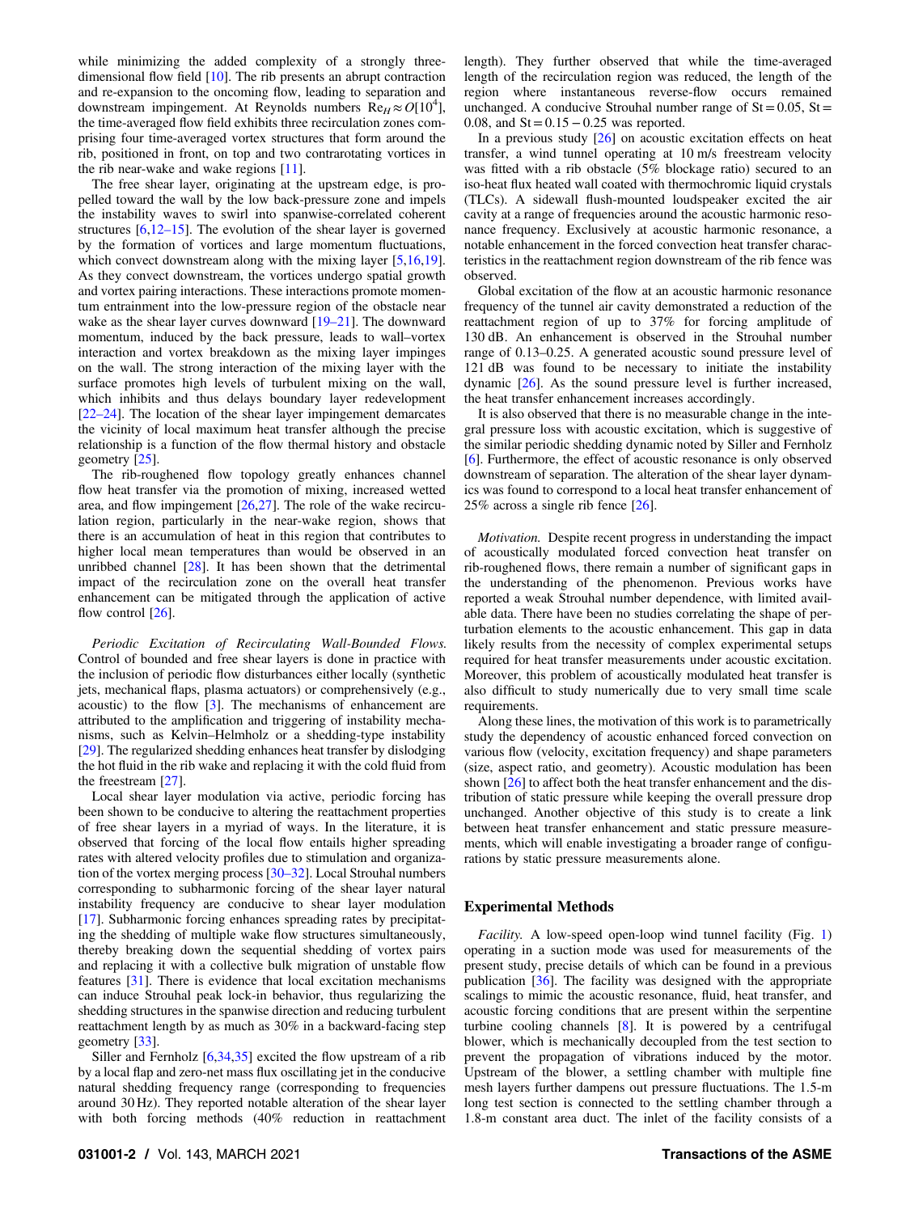while minimizing the added complexity of a strongly three-dimensional flow field [10]. The rib presents an abrupt contraction and re-expansion to the oncoming flow, leading to separation and downstream impingement. At Reynolds numbers $\mathrm{Re}_H \approx O[10^4]$, the time-averaged flow field exhibits three recirculation zones comprising four time-averaged vortex structures that form around the rib, positioned in front, on top and two contrarotating vortices in the rib near-wake and wake regions [11].

The free shear layer, originating at the upstream edge, is propelled toward the wall by the low back-pressure zone and impels the instability waves to swirl into spanwise-correlated coherent structures [6,12–15]. The evolution of the shear layer is governed by the formation of vortices and large momentum fluctuations, which convect downstream along with the mixing layer [5,16,19]. As they convect downstream, the vortices undergo spatial growth and vortex pairing interactions. These interactions promote momentum entrainment into the low-pressure region of the obstacle near wake as the shear layer curves downward [19–21]. The downward momentum, induced by the back pressure, leads to wall–vortex interaction and vortex breakdown as the mixing layer impinges on the wall. The strong interaction of the mixing layer with the surface promotes high levels of turbulent mixing on the wall, which inhibits and thus delays boundary layer redevelopment [22–24]. The location of the shear layer impingement demarcates the vicinity of local maximum heat transfer although the precise relationship is a function of the flow thermal history and obstacle geometry [25].

The rib-roughened flow topology greatly enhances channel flow heat transfer via the promotion of mixing, increased wetted area, and flow impingement [26,27]. The role of the wake recirculation region, particularly in the near-wake region, shows that there is an accumulation of heat in this region that contributes to higher local mean temperatures than would be observed in an unribbed channel [28]. It has been shown that the detrimental impact of the recirculation zone on the overall heat transfer enhancement can be mitigated through the application of active flow control [26].

*Periodic Excitation of Recirculating Wall-Bounded Flows.* Control of bounded and free shear layers is done in practice with the inclusion of periodic flow disturbances either locally (synthetic jets, mechanical flaps, plasma actuators) or comprehensively (e.g., acoustic) to the flow [3]. The mechanisms of enhancement are attributed to the amplification and triggering of instability mechanisms, such as Kelvin–Helmholz or a shedding-type instability [29]. The regularized shedding enhances heat transfer by dislodging the hot fluid in the rib wake and replacing it with the cold fluid from the freestream [27].

Local shear layer modulation via active, periodic forcing has been shown to be conducive to altering the reattachment properties of free shear layers in a myriad of ways. In the literature, it is observed that forcing of the local flow entails higher spreading rates with altered velocity profiles due to stimulation and organization of the vortex merging process [30–32]. Local Strouhal numbers corresponding to subharmonic forcing of the shear layer natural instability frequency are conducive to shear layer modulation [17]. Subharmonic forcing enhances spreading rates by precipitating the shedding of multiple wake flow structures simultaneously, thereby breaking down the sequential shedding of vortex pairs and replacing it with a collective bulk migration of unstable flow features [31]. There is evidence that local excitation mechanisms can induce Strouhal peak lock-in behavior, thus regularizing the shedding structures in the spanwise direction and reducing turbulent reattachment length by as much as 30% in a backward-facing step geometry [33].

Siller and Fernholz [6,34,35] excited the flow upstream of a rib by a local flap and zero-net mass flux oscillating jet in the conducive natural shedding frequency range (corresponding to frequencies around 30 Hz). They reported notable alteration of the shear layer with both forcing methods (40% reduction in reattachment length). They further observed that while the time-averaged length of the recirculation region was reduced, the length of the region where instantaneous reverse-flow occurs remained unchanged. A conducive Strouhal number range of St = 0.05, St = 0.08, and St = 0.15 − 0.25 was reported.

In a previous study [26] on acoustic excitation effects on heat transfer, a wind tunnel operating at 10 m/s freestream velocity was fitted with a rib obstacle (5% blockage ratio) secured to an iso-heat flux heated wall coated with thermochromic liquid crystals (TLCs). A sidewall flush-mounted loudspeaker excited the air cavity at a range of frequencies around the acoustic harmonic resonance frequency. Exclusively at acoustic harmonic resonance, a notable enhancement in the forced convection heat transfer characteristics in the reattachment region downstream of the rib fence was observed.

Global excitation of the flow at an acoustic harmonic resonance frequency of the tunnel air cavity demonstrated a reduction of the reattachment region of up to 37% for forcing amplitude of 130 dB. An enhancement is observed in the Strouhal number range of 0.13–0.25. A generated acoustic sound pressure level of 121 dB was found to be necessary to initiate the instability dynamic [26]. As the sound pressure level is further increased, the heat transfer enhancement increases accordingly.

It is also observed that there is no measurable change in the integral pressure loss with acoustic excitation, which is suggestive of the similar periodic shedding dynamic noted by Siller and Fernholz [6]. Furthermore, the effect of acoustic resonance is only observed downstream of separation. The alteration of the shear layer dynamics was found to correspond to a local heat transfer enhancement of 25% across a single rib fence [26].

*Motivation.* Despite recent progress in understanding the impact of acoustically modulated forced convection heat transfer on rib-roughened flows, there remain a number of significant gaps in the understanding of the phenomenon. Previous works have reported a weak Strouhal number dependence, with limited available data. There have been no studies correlating the shape of perturbation elements to the acoustic enhancement. This gap in data likely results from the necessity of complex experimental setups required for heat transfer measurements under acoustic excitation. Moreover, this problem of acoustically modulated heat transfer is also difficult to study numerically due to very small time scale requirements.

Along these lines, the motivation of this work is to parametrically study the dependency of acoustic enhanced forced convection on various flow (velocity, excitation frequency) and shape parameters (size, aspect ratio, and geometry). Acoustic modulation has been shown [26] to affect both the heat transfer enhancement and the distribution of static pressure while keeping the overall pressure drop unchanged. Another objective of this study is to create a link between heat transfer enhancement and static pressure measurements, which will enable investigating a broader range of configurations by static pressure measurements alone.

## Experimental Methods

*Facility.* A low-speed open-loop wind tunnel facility (Fig. 1) operating in a suction mode was used for measurements of the present study, precise details of which can be found in a previous publication [36]. The facility was designed with the appropriate scalings to mimic the acoustic resonance, fluid, heat transfer, and acoustic forcing conditions that are present within the serpentine turbine cooling channels [8]. It is powered by a centrifugal blower, which is mechanically decoupled from the test section to prevent the propagation of vibrations induced by the motor. Upstream of the blower, a settling chamber with multiple fine mesh layers further dampens out pressure fluctuations. The 1.5-m long test section is connected to the settling chamber through a 1.8-m constant area duct. The inlet of the facility consists of a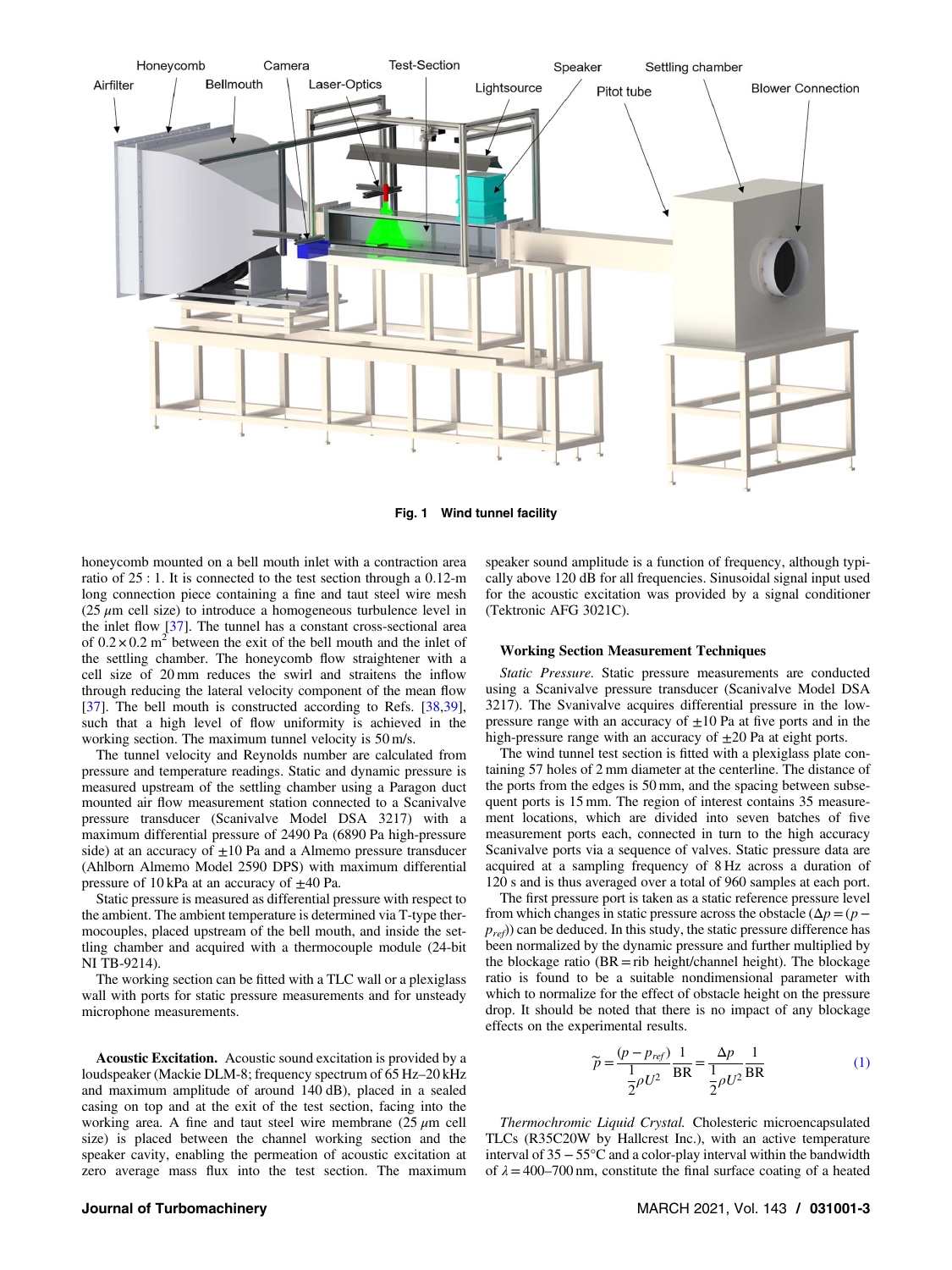Fig. 1 Wind tunnel facility

honeycomb mounted on a bell mouth inlet with a contraction area ratio of 25 : 1. It is connected to the test section through a 0.12-m long connection piece containing a fine and taut steel wire mesh (25 $\mu$m cell size) to introduce a homogeneous turbulence level in the inlet flow [37]. The tunnel has a constant cross-sectional area of $0.2 \times 0.2$ m$^2$ between the exit of the bell mouth and the inlet of the settling chamber. The honeycomb flow straightener with a cell size of 20 mm reduces the swirl and straitens the inflow through reducing the lateral velocity component of the mean flow [37]. The bell mouth is constructed according to Refs. [38,39], such that a high level of flow uniformity is achieved in the working section. The maximum tunnel velocity is 50 m/s.

The tunnel velocity and Reynolds number are calculated from pressure and temperature readings. Static and dynamic pressure is measured upstream of the settling chamber using a Paragon duct mounted air flow measurement station connected to a Scanivalve pressure transducer (Scanivalve Model DSA 3217) with a maximum differential pressure of 2490 Pa (6890 Pa high-pressure side) at an accuracy of $\pm$10 Pa and a Almemo pressure transducer (Ahlborn Almemo Model 2590 DPS) with maximum differential pressure of 10 kPa at an accuracy of $\pm$40 Pa.

Static pressure is measured as differential pressure with respect to the ambient. The ambient temperature is determined via T-type thermocouples, placed upstream of the bell mouth, and inside the settling chamber and acquired with a thermocouple module (24-bit NI TB-9214).

The working section can be fitted with a TLC wall or a plexiglass wall with ports for static pressure measurements and for unsteady microphone measurements.

**Acoustic Excitation.** Acoustic sound excitation is provided by a loudspeaker (Mackie DLM-8; frequency spectrum of 65 Hz–20 kHz and maximum amplitude of around 140 dB), placed in a sealed casing on top and at the exit of the test section, facing into the working area. A fine and taut steel wire membrane (25 $\mu$m cell size) is placed between the channel working section and the speaker cavity, enabling the permeation of acoustic excitation at zero average mass flux into the test section. The maximum speaker sound amplitude is a function of frequency, although typically above 120 dB for all frequencies. Sinusoidal signal input used for the acoustic excitation was provided by a signal conditioner (Tektronic AFG 3021C).

### Working Section Measurement Techniques

*Static Pressure.* Static pressure measurements are conducted using a Scanivalve pressure transducer (Scanivalve Model DSA 3217). The Svanivalve acquires differential pressure in the low-pressure range with an accuracy of $\pm$10 Pa at five ports and in the high-pressure range with an accuracy of $\pm$20 Pa at eight ports.

The wind tunnel test section is fitted with a plexiglass plate containing 57 holes of 2 mm diameter at the centerline. The distance of the ports from the edges is 50 mm, and the spacing between subsequent ports is 15 mm. The region of interest contains 35 measurement locations, which are divided into seven batches of five measurement ports each, connected in turn to the high accuracy Scanivalve ports via a sequence of valves. Static pressure data are acquired at a sampling frequency of 8 Hz across a duration of 120 s and is thus averaged over a total of 960 samples at each port.

The first pressure port is taken as a static reference pressure level from which changes in static pressure across the obstacle ($\Delta p = (p - p_{ref})$) can be deduced. In this study, the static pressure difference has been normalized by the dynamic pressure and further multiplied by the blockage ratio (BR = rib height/channel height). The blockage ratio is found to be a suitable nondimensional parameter with which to normalize for the effect of obstacle height on the pressure drop. It should be noted that there is no impact of any blockage effects on the experimental results.

$$\tilde{p} = \frac{(p - p_{ref})}{\frac{1}{2}\rho U^2}\frac{1}{\text{BR}} = \frac{\Delta p}{\frac{1}{2}\rho U^2}\frac{1}{\text{BR}} \tag{1}$$

*Thermochromic Liquid Crystal.* Cholesteric microencapsulated TLCs (R35C20W by Hallcrest Inc.), with an active temperature interval of $35-55$°C and a color-play interval within the bandwidth of $\lambda = 400$–$700$ nm, constitute the final surface coating of a heated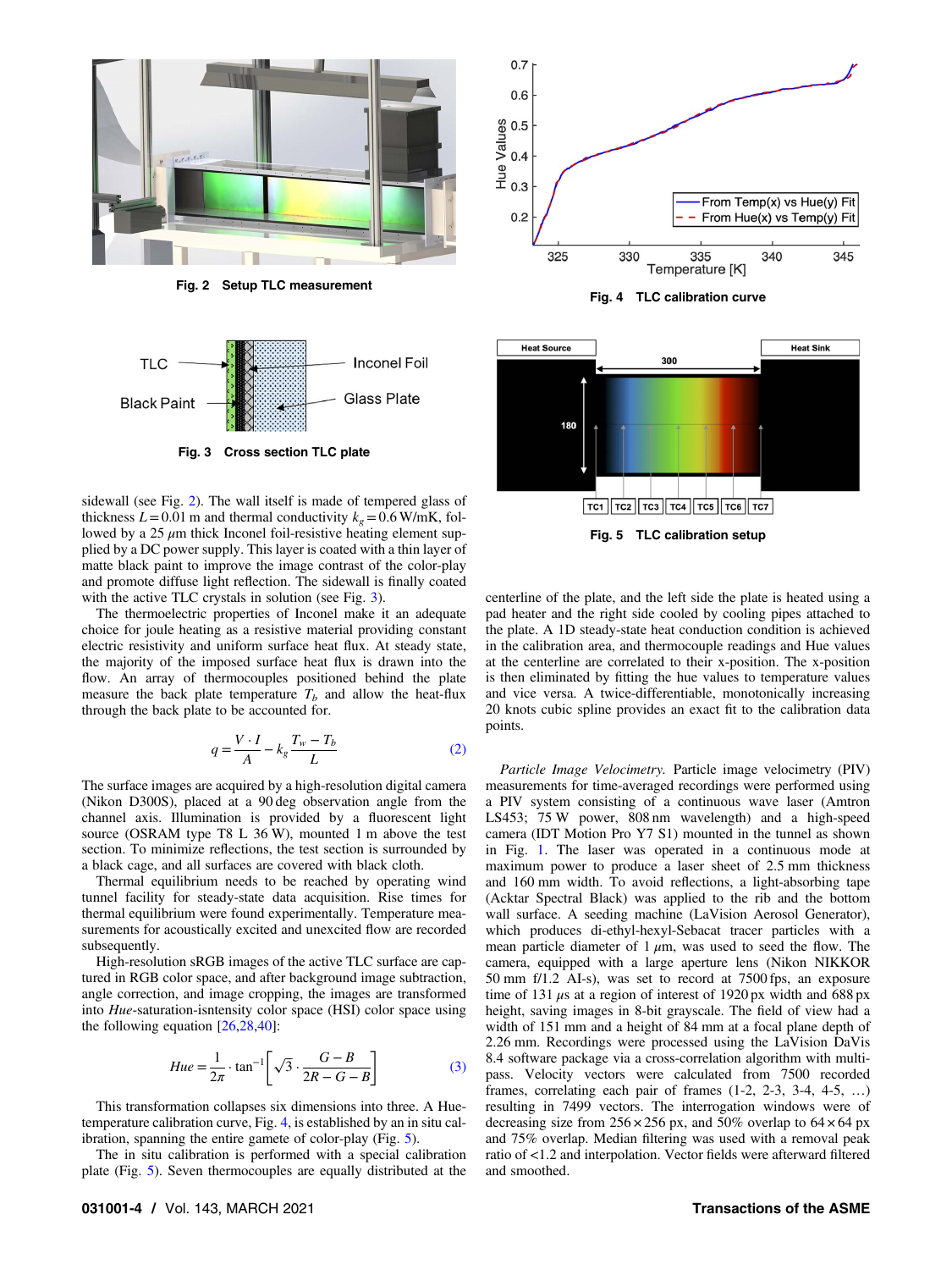Fig. 2 Setup TLC measurement

Fig. 3 Cross section TLC plate

sidewall (see Fig. 2). The wall itself is made of tempered glass of thickness $L = 0.01$ m and thermal conductivity $k_g = 0.6$ W/mK, followed by a 25 $\mu$m thick Inconel foil-resistive heating element supplied by a DC power supply. This layer is coated with a thin layer of matte black paint to improve the image contrast of the color-play and promote diffuse light reflection. The sidewall is finally coated with the active TLC crystals in solution (see Fig. 3).

The thermoelectric properties of Inconel make it an adequate choice for joule heating as a resistive material providing constant electric resistivity and uniform surface heat flux. At steady state, the majority of the imposed surface heat flux is drawn into the flow. An array of thermocouples positioned behind the plate measure the back plate temperature $T_b$ and allow the heat-flux through the back plate to be accounted for.

$$q = \frac{V \cdot I}{A} - k_g \frac{T_w - T_b}{L} \tag{2}$$

The surface images are acquired by a high-resolution digital camera (Nikon D300S), placed at a 90 deg observation angle from the channel axis. Illumination is provided by a fluorescent light source (OSRAM type T8 L 36 W), mounted 1 m above the test section. To minimize reflections, the test section is surrounded by a black cage, and all surfaces are covered with black cloth.

Thermal equilibrium needs to be reached by operating wind tunnel facility for steady-state data acquisition. Rise times for thermal equilibrium were found experimentally. Temperature measurements for acoustically excited and unexcited flow are recorded subsequently.

High-resolution sRGB images of the active TLC surface are captured in RGB color space, and after background image subtraction, angle correction, and image cropping, the images are transformed into *Hue*-saturation-isntensity color space (HSI) color space using the following equation [26,28,40]:

$$Hue = \frac{1}{2\pi} \cdot \tan^{-1}\left[\sqrt{3} \cdot \frac{G - B}{2R - G - B}\right] \tag{3}$$

This transformation collapses six dimensions into three. A Hue-temperature calibration curve, Fig. 4, is established by an in situ calibration, spanning the entire gamete of color-play (Fig. 5).

The in situ calibration is performed with a special calibration plate (Fig. 5). Seven thermocouples are equally distributed at the centerline of the plate, and the left side the plate is heated using a pad heater and the right side cooled by cooling pipes attached to the plate. A 1D steady-state heat conduction condition is achieved in the calibration area, and thermocouple readings and Hue values at the centerline are correlated to their x-position. The x-position is then eliminated by fitting the hue values to temperature values and vice versa. A twice-differentiable, monotonically increasing 20 knots cubic spline provides an exact fit to the calibration data points.

Fig. 4 TLC calibration curve

Fig. 5 TLC calibration setup

*Particle Image Velocimetry.* Particle image velocimetry (PIV) measurements for time-averaged recordings were performed using a PIV system consisting of a continuous wave laser (Amtron LS453; 75 W power, 808 nm wavelength) and a high-speed camera (IDT Motion Pro Y7 S1) mounted in the tunnel as shown in Fig. 1. The laser was operated in a continuous mode at maximum power to produce a laser sheet of 2.5 mm thickness and 160 mm width. To avoid reflections, a light-absorbing tape (Acktar Spectral Black) was applied to the rib and the bottom wall surface. A seeding machine (LaVision Aerosol Generator), which produces di-ethyl-hexyl-Sebacat tracer particles with a mean particle diameter of 1 $\mu$m, was used to seed the flow. The camera, equipped with a large aperture lens (Nikon NIKKOR 50 mm f/1.2 AI-s), was set to record at 7500 fps, an exposure time of 131 $\mu$s at a region of interest of 1920 px width and 688 px height, saving images in 8-bit grayscale. The field of view had a width of 151 mm and a height of 84 mm at a focal plane depth of 2.26 mm. Recordings were processed using the LaVision DaVis 8.4 software package via a cross-correlation algorithm with multi-pass. Velocity vectors were calculated from 7500 recorded frames, correlating each pair of frames (1-2, 2-3, 3-4, 4-5, …) resulting in 7499 vectors. The interrogation windows were of decreasing size from $256 \times 256$ px, and 50% overlap to $64 \times 64$ px and 75% overlap. Median filtering was used with a removal peak ratio of <1.2 and interpolation. Vector fields were afterward filtered and smoothed.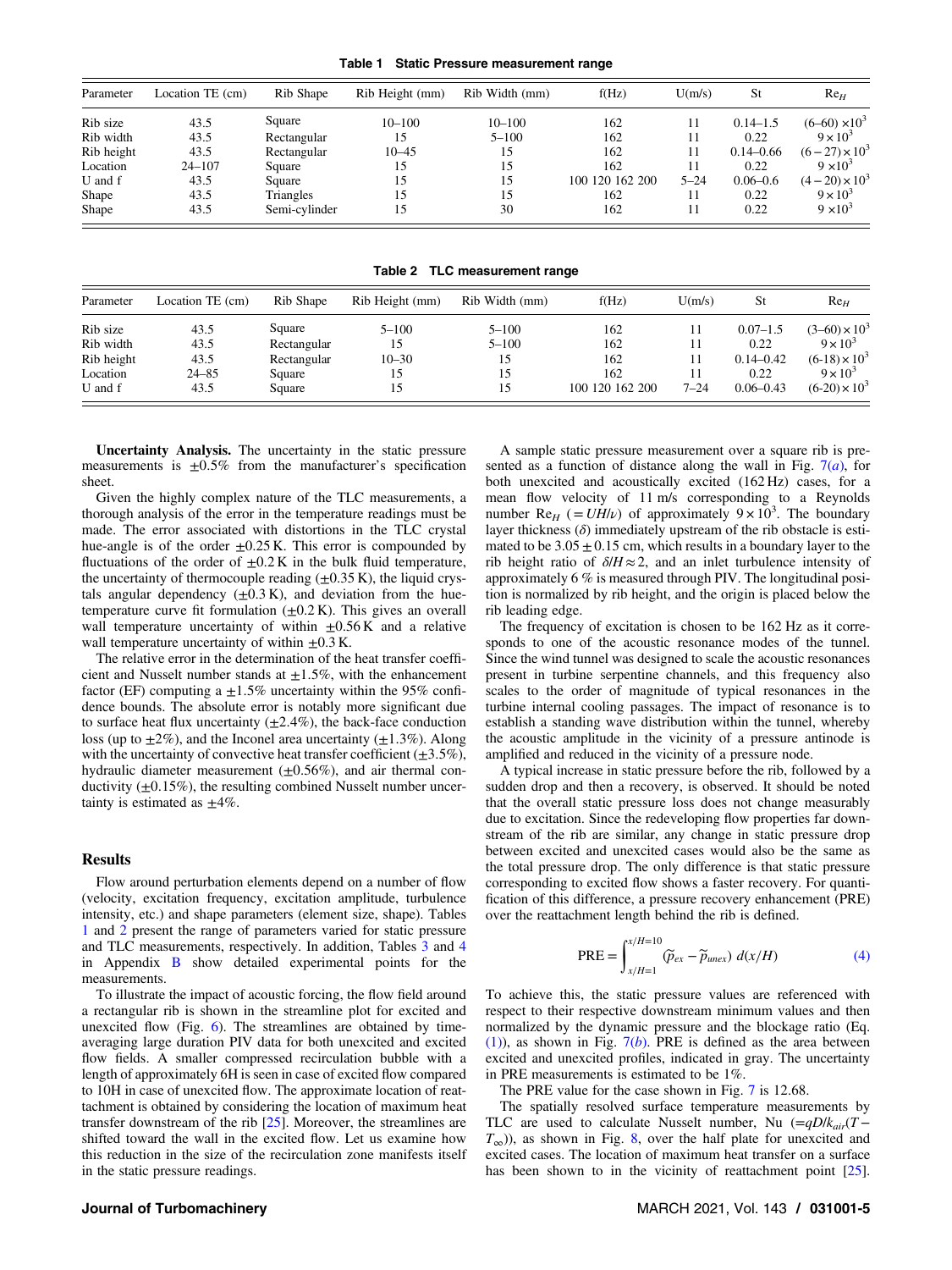**Table 1 Static Pressure measurement range**

| Parameter | Location TE (cm) | Rib Shape | Rib Height (mm) | Rib Width (mm) | f(Hz) | U(m/s) | St | $Re_H$ |
|---|---|---|---|---|---|---|---|---|
| Rib size | 43.5 | Square | 10–100 | 10–100 | 162 | 11 | 0.14–1.5 | $(6–60)\times 10^3$ |
| Rib width | 43.5 | Rectangular | 15 | 5–100 | 162 | 11 | 0.22 | $9\times 10^3$ |
| Rib height | 43.5 | Rectangular | 10–45 | 15 | 162 | 11 | 0.14–0.66 | $(6-27)\times 10^3$ |
| Location | 24–107 | Square | 15 | 15 | 162 | 11 | 0.22 | $9\times 10^3$ |
| U and f | 43.5 | Square | 15 | 15 | 100 120 162 200 | 5–24 | 0.06–0.6 | $(4-20)\times 10^3$ |
| Shape | 43.5 | Triangles | 15 | 15 | 162 | 11 | 0.22 | $9\times 10^3$ |
| Shape | 43.5 | Semi-cylinder | 15 | 30 | 162 | 11 | 0.22 | $9\times 10^3$ |

**Table 2 TLC measurement range**

| Parameter | Location TE (cm) | Rib Shape | Rib Height (mm) | Rib Width (mm) | f(Hz) | U(m/s) | St | $Re_H$ |
|---|---|---|---|---|---|---|---|---|
| Rib size | 43.5 | Square | 5–100 | 5–100 | 162 | 11 | 0.07–1.5 | $(3–60)\times 10^3$ |
| Rib width | 43.5 | Rectangular | 15 | 5–100 | 162 | 11 | 0.22 | $9\times 10^3$ |
| Rib height | 43.5 | Rectangular | 10–30 | 15 | 162 | 11 | 0.14–0.42 | $(6-18)\times 10^3$ |
| Location | 24–85 | Square | 15 | 15 | 162 | 11 | 0.22 | $9\times 10^3$ |
| U and f | 43.5 | Square | 15 | 15 | 100 120 162 200 | 7–24 | 0.06–0.43 | $(6-20)\times 10^3$ |

**Uncertainty Analysis.** The uncertainty in the static pressure measurements is ±0.5% from the manufacturer's specification sheet.

Given the highly complex nature of the TLC measurements, a thorough analysis of the error in the temperature readings must be made. The error associated with distortions in the TLC crystal hue-angle is of the order ±0.25 K. This error is compounded by fluctuations of the order of ±0.2 K in the bulk fluid temperature, the uncertainty of thermocouple reading (±0.35 K), the liquid crystals angular dependency (±0.3 K), and deviation from the hue-temperature curve fit formulation (±0.2 K). This gives an overall wall temperature uncertainty of within ±0.56 K and a relative wall temperature uncertainty of within ±0.3 K.

The relative error in the determination of the heat transfer coefficient and Nusselt number stands at ±1.5%, with the enhancement factor (EF) computing a ±1.5% uncertainty within the 95% confidence bounds. The absolute error is notably more significant due to surface heat flux uncertainty (±2.4%), the back-face conduction loss (up to ±2%), and the Inconel area uncertainty (±1.3%). Along with the uncertainty of convective heat transfer coefficient (±3.5%), hydraulic diameter measurement (±0.56%), and air thermal conductivity (±0.15%), the resulting combined Nusselt number uncertainty is estimated as ±4%.

## Results

Flow around perturbation elements depend on a number of flow (velocity, excitation frequency, excitation amplitude, turbulence intensity, etc.) and shape parameters (element size, shape). Tables 1 and 2 present the range of parameters varied for static pressure and TLC measurements, respectively. In addition, Tables 3 and 4 in Appendix B show detailed experimental points for the measurements.

To illustrate the impact of acoustic forcing, the flow field around a rectangular rib is shown in the streamline plot for excited and unexcited flow (Fig. 6). The streamlines are obtained by time-averaging large duration PIV data for both unexcited and excited flow fields. A smaller compressed recirculation bubble with a length of approximately 6H is seen in case of excited flow compared to 10H in case of unexcited flow. The approximate location of reattachment is obtained by considering the location of maximum heat transfer downstream of the rib [25]. Moreover, the streamlines are shifted toward the wall in the excited flow. Let us examine how this reduction in the size of the recirculation zone manifests itself in the static pressure readings.

A sample static pressure measurement over a square rib is presented as a function of distance along the wall in Fig. 7(*a*), for both unexcited and acoustically excited (162 Hz) cases, for a mean flow velocity of 11 m/s corresponding to a Reynolds number $Re_H$ $(=UH/\nu)$ of approximately $9\times 10^3$. The boundary layer thickness ($\delta$) immediately upstream of the rib obstacle is estimated to be $3.05\pm 0.15$ cm, which results in a boundary layer to the rib height ratio of $\delta/H\approx 2$, and an inlet turbulence intensity of approximately 6 % is measured through PIV. The longitudinal position is normalized by rib height, and the origin is placed below the rib leading edge.

The frequency of excitation is chosen to be 162 Hz as it corresponds to one of the acoustic resonance modes of the tunnel. Since the wind tunnel was designed to scale the acoustic resonances present in turbine serpentine channels, and this frequency also scales to the order of magnitude of typical resonances in the turbine internal cooling passages. The impact of resonance is to establish a standing wave distribution within the tunnel, whereby the acoustic amplitude in the vicinity of a pressure antinode is amplified and reduced in the vicinity of a pressure node.

A typical increase in static pressure before the rib, followed by a sudden drop and then a recovery, is observed. It should be noted that the overall static pressure loss does not change measurably due to excitation. Since the redeveloping flow properties far downstream of the rib are similar, any change in static pressure drop between excited and unexcited cases would also be the same as the total pressure drop. The only difference is that static pressure corresponding to excited flow shows a faster recovery. For quantification of this difference, a pressure recovery enhancement (PRE) over the reattachment length behind the rib is defined.

$$
\mathrm{PRE}=\int_{x/H=1}^{x/H=10}(\widetilde{p}_{ex}-\widetilde{p}_{unex})\ d(x/H) \tag{4}
$$

To achieve this, the static pressure values are referenced with respect to their respective downstream minimum values and then normalized by the dynamic pressure and the blockage ratio (Eq. (1)), as shown in Fig. 7(*b*). PRE is defined as the area between excited and unexcited profiles, indicated in gray. The uncertainty in PRE measurements is estimated to be 1%.

The PRE value for the case shown in Fig. 7 is 12.68.

The spatially resolved surface temperature measurements by TLC are used to calculate Nusselt number, Nu $(=qD/k_{air}(T-T_\infty))$, as shown in Fig. 8, over the half plate for unexcited and excited cases. The location of maximum heat transfer on a surface has been shown to in the vicinity of reattachment point [25].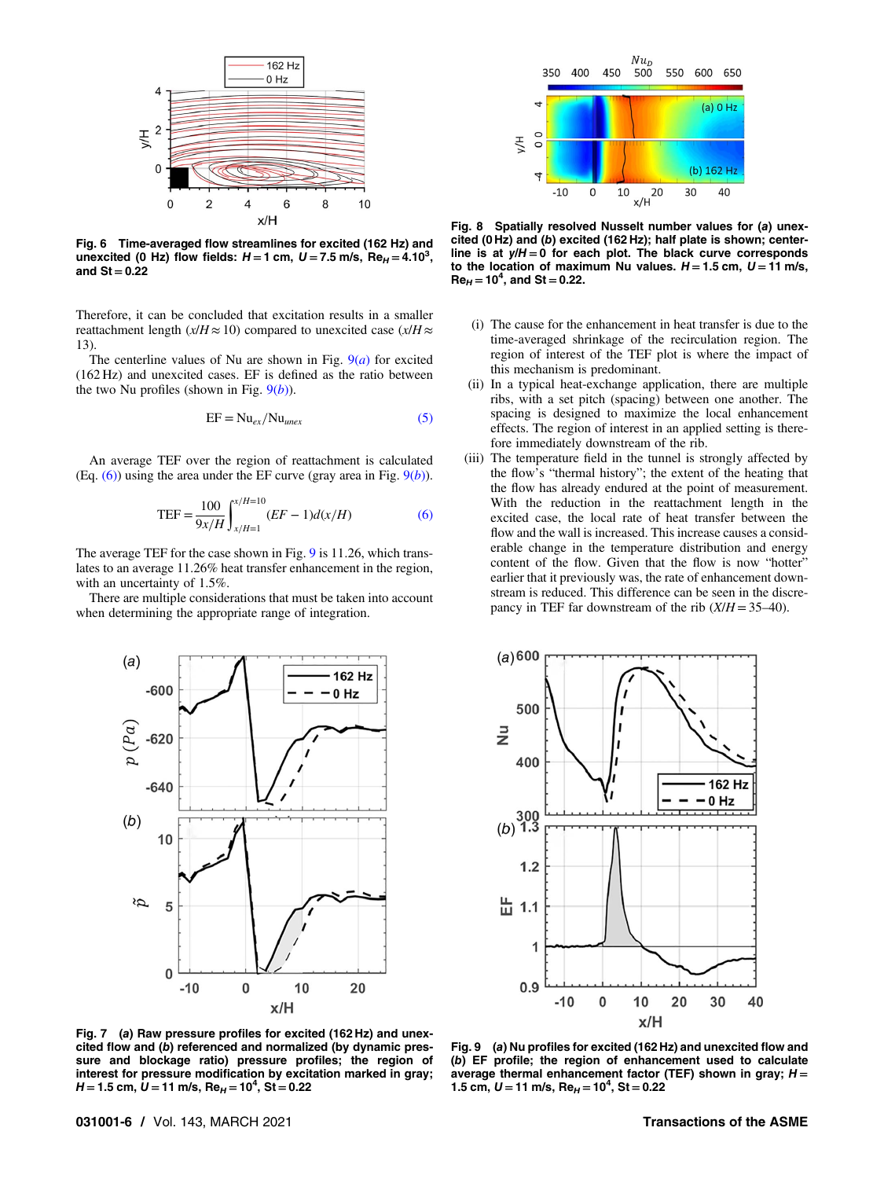Fig. 6 Time-averaged flow streamlines for excited (162 Hz) and unexcited (0 Hz) flow fields: $H = 1$ cm, $U = 7.5$ m/s, $Re_H = 4.10^3$, and St = 0.22

Therefore, it can be concluded that excitation results in a smaller reattachment length ($x/H \approx 10$) compared to unexcited case ($x/H \approx 13$).

The centerline values of Nu are shown in Fig. 9(*a*) for excited (162 Hz) and unexcited cases. EF is defined as the ratio between the two Nu profiles (shown in Fig. 9(*b*)).

$$\mathrm{EF} = \mathrm{Nu}_{ex}/\mathrm{Nu}_{unex} \tag{5}$$

An average TEF over the region of reattachment is calculated (Eq. (6)) using the area under the EF curve (gray area in Fig. 9(*b*)).

$$\mathrm{TEF} = \frac{100}{9x/H}\int_{x/H=1}^{x/H=10} (EF - 1)d(x/H) \tag{6}$$

The average TEF for the case shown in Fig. 9 is 11.26, which translates to an average 11.26% heat transfer enhancement in the region, with an uncertainty of 1.5%.

There are multiple considerations that must be taken into account when determining the appropriate range of integration.

Fig. 8 Spatially resolved Nusselt number values for (*a*) unexcited (0 Hz) and (*b*) excited (162 Hz); half plate is shown; centerline is at $y/H = 0$ for each plot. The black curve corresponds to the location of maximum Nu values. $H = 1.5$ cm, $U = 11$ m/s, $Re_H = 10^4$, and St = 0.22.

(i) The cause for the enhancement in heat transfer is due to the time-averaged shrinkage of the recirculation region. The region of interest of the TEF plot is where the impact of this mechanism is predominant.

(ii) In a typical heat-exchange application, there are multiple ribs, with a set pitch (spacing) between one another. The spacing is designed to maximize the local enhancement effects. The region of interest in an applied setting is therefore immediately downstream of the rib.

(iii) The temperature field in the tunnel is strongly affected by the flow's "thermal history"; the extent of the heating that the flow has already endured at the point of measurement. With the reduction in the reattachment length in the excited case, the local rate of heat transfer between the flow and the wall is increased. This increase causes a considerable change in the temperature distribution and energy content of the flow. Given that the flow is now "hotter" earlier that it previously was, the rate of enhancement downstream is reduced. This difference can be seen in the discrepancy in TEF far downstream of the rib ($X/H = 35$–$40$).

Fig. 7 (*a*) Raw pressure profiles for excited (162 Hz) and unexcited flow and (*b*) referenced and normalized (by dynamic pressure and blockage ratio) pressure profiles; the region of interest for pressure modification by excitation marked in gray; $H = 1.5$ cm, $U = 11$ m/s, $Re_H = 10^4$, St = 0.22

Fig. 9 (*a*) Nu profiles for excited (162 Hz) and unexcited flow and (*b*) EF profile; the region of enhancement used to calculate average thermal enhancement factor (TEF) shown in gray; $H = 1.5$ cm, $U = 11$ m/s, $Re_H = 10^4$, St = 0.22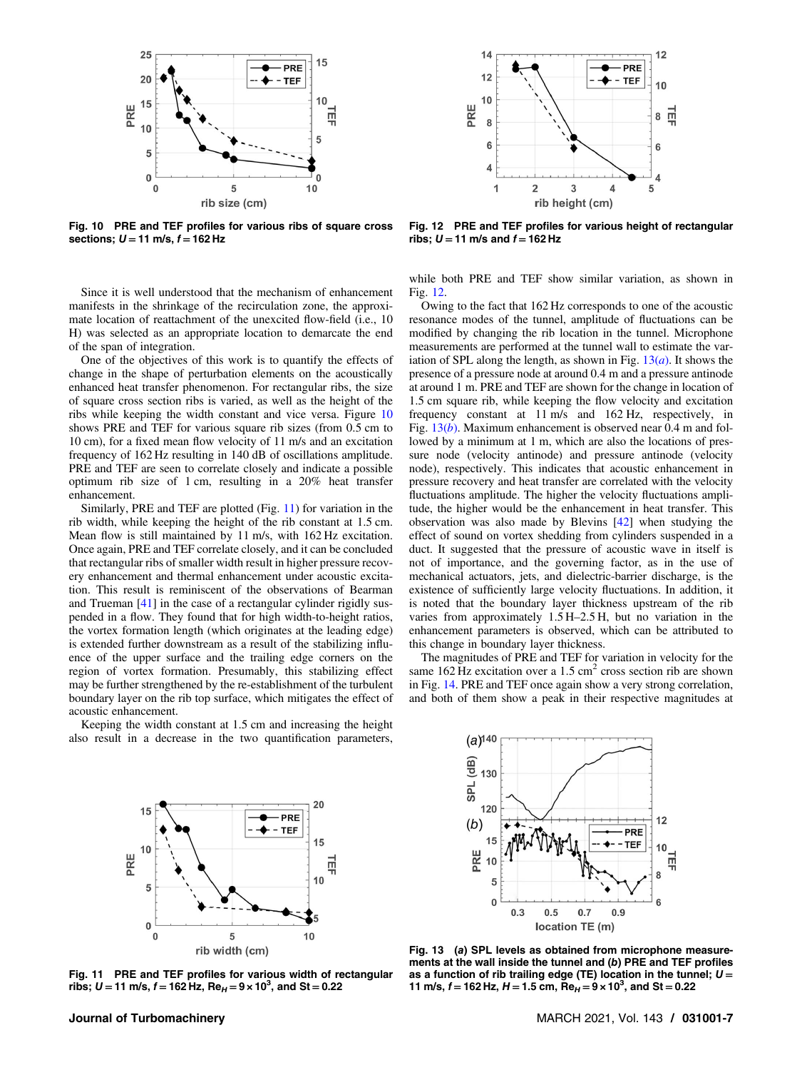Fig. 10 PRE and TEF profiles for various ribs of square cross sections; $U = 11$ m/s, $f = 162$ Hz

Fig. 12 PRE and TEF profiles for various height of rectangular ribs; $U = 11$ m/s and $f = 162$ Hz

Since it is well understood that the mechanism of enhancement manifests in the shrinkage of the recirculation zone, the approximate location of reattachment of the unexcited flow-field (i.e., 10 H) was selected as an appropriate location to demarcate the end of the span of integration.

One of the objectives of this work is to quantify the effects of change in the shape of perturbation elements on the acoustically enhanced heat transfer phenomenon. For rectangular ribs, the size of square cross section ribs is varied, as well as the height of the ribs while keeping the width constant and vice versa. Figure 10 shows PRE and TEF for various square rib sizes (from 0.5 cm to 10 cm), for a fixed mean flow velocity of 11 m/s and an excitation frequency of 162 Hz resulting in 140 dB of oscillations amplitude. PRE and TEF are seen to correlate closely and indicate a possible optimum rib size of 1 cm, resulting in a 20% heat transfer enhancement.

Similarly, PRE and TEF are plotted (Fig. 11) for variation in the rib width, while keeping the height of the rib constant at 1.5 cm. Mean flow is still maintained by 11 m/s, with 162 Hz excitation. Once again, PRE and TEF correlate closely, and it can be concluded that rectangular ribs of smaller width result in higher pressure recovery enhancement and thermal enhancement under acoustic excitation. This result is reminiscent of the observations of Bearman and Trueman [41] in the case of a rectangular cylinder rigidly suspended in a flow. They found that for high width-to-height ratios, the vortex formation length (which originates at the leading edge) is extended further downstream as a result of the stabilizing influence of the upper surface and the trailing edge corners on the region of vortex formation. Presumably, this stabilizing effect may be further strengthened by the re-establishment of the turbulent boundary layer on the rib top surface, which mitigates the effect of acoustic enhancement.

Keeping the width constant at 1.5 cm and increasing the height also result in a decrease in the two quantification parameters, while both PRE and TEF show similar variation, as shown in Fig. 12.

Owing to the fact that 162 Hz corresponds to one of the acoustic resonance modes of the tunnel, amplitude of fluctuations can be modified by changing the rib location in the tunnel. Microphone measurements are performed at the tunnel wall to estimate the variation of SPL along the length, as shown in Fig. 13(*a*). It shows the presence of a pressure node at around 0.4 m and a pressure antinode at around 1 m. PRE and TEF are shown for the change in location of 1.5 cm square rib, while keeping the flow velocity and excitation frequency constant at 11 m/s and 162 Hz, respectively, in Fig. 13(*b*). Maximum enhancement is observed near 0.4 m and followed by a minimum at 1 m, which are also the locations of pressure node (velocity antinode) and pressure antinode (velocity node), respectively. This indicates that acoustic enhancement in pressure recovery and heat transfer are correlated with the velocity fluctuations amplitude. The higher the velocity fluctuations amplitude, the higher would be the enhancement in heat transfer. This observation was also made by Blevins [42] when studying the effect of sound on vortex shedding from cylinders suspended in a duct. It suggested that the pressure of acoustic wave in itself is not of importance, and the governing factor, as in the use of mechanical actuators, jets, and dielectric-barrier discharge, is the existence of sufficiently large velocity fluctuations. In addition, it is noted that the boundary layer thickness upstream of the rib varies from approximately 1.5 H–2.5 H, but no variation in the enhancement parameters is observed, which can be attributed to this change in boundary layer thickness.

The magnitudes of PRE and TEF for variation in velocity for the same 162 Hz excitation over a 1.5 $\text{cm}^2$ cross section rib are shown in Fig. 14. PRE and TEF once again show a very strong correlation, and both of them show a peak in their respective magnitudes at

Fig. 11 PRE and TEF profiles for various width of rectangular ribs; $U = 11$ m/s, $f = 162$ Hz, $Re_H = 9 \times 10^3$, and St = 0.22

Fig. 13 (*a*) SPL levels as obtained from microphone measurements at the wall inside the tunnel and (*b*) PRE and TEF profiles as a function of rib trailing edge (TE) location in the tunnel; $U = 11$ m/s, $f = 162$ Hz, $H = 1.5$ cm, $Re_H = 9 \times 10^3$, and St = 0.22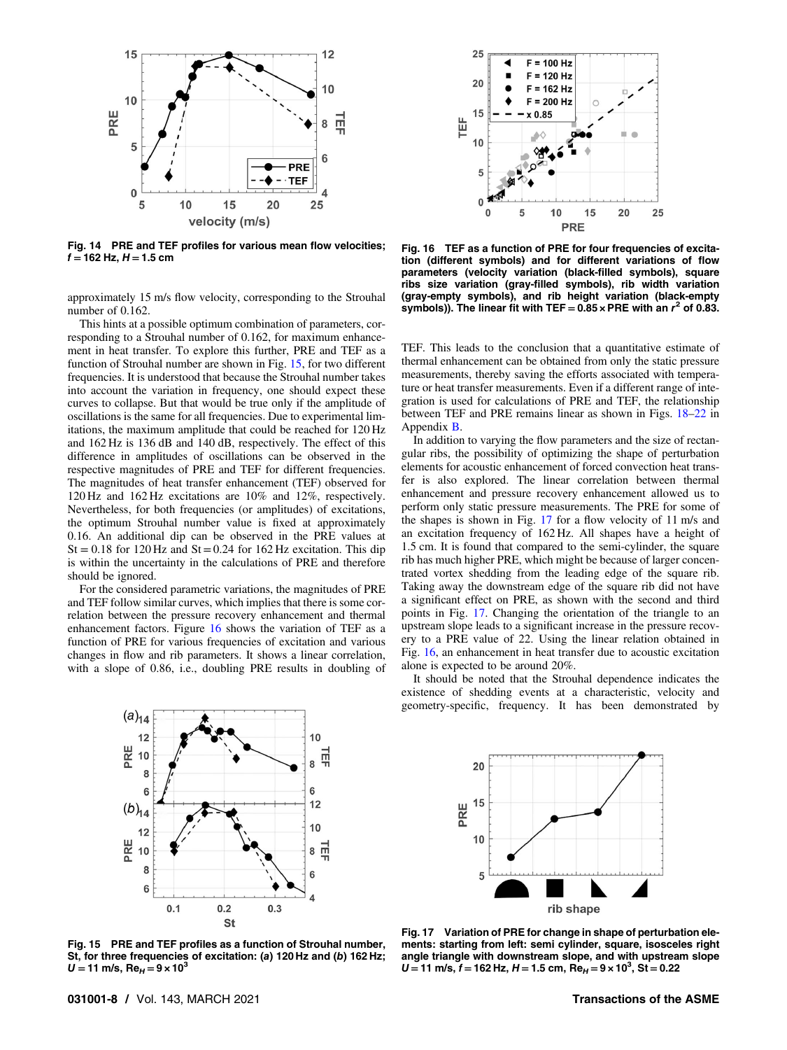Fig. 14 PRE and TEF profiles for various mean flow velocities; $f = 162$ Hz, $H = 1.5$ cm

approximately 15 m/s flow velocity, corresponding to the Strouhal number of 0.162.

This hints at a possible optimum combination of parameters, corresponding to a Strouhal number of 0.162, for maximum enhancement in heat transfer. To explore this further, PRE and TEF as a function of Strouhal number are shown in Fig. 15, for two different frequencies. It is understood that because the Strouhal number takes into account the variation in frequency, one should expect these curves to collapse. But that would be true only if the amplitude of oscillations is the same for all frequencies. Due to experimental limitations, the maximum amplitude that could be reached for 120 Hz and 162 Hz is 136 dB and 140 dB, respectively. The effect of this difference in amplitudes of oscillations can be observed in the respective magnitudes of PRE and TEF for different frequencies. The magnitudes of heat transfer enhancement (TEF) observed for 120 Hz and 162 Hz excitations are 10% and 12%, respectively. Nevertheless, for both frequencies (or amplitudes) of excitations, the optimum Strouhal number value is fixed at approximately 0.16. An additional dip can be observed in the PRE values at $St = 0.18$ for 120 Hz and $St = 0.24$ for 162 Hz excitation. This dip is within the uncertainty in the calculations of PRE and therefore should be ignored.

For the considered parametric variations, the magnitudes of PRE and TEF follow similar curves, which implies that there is some correlation between the pressure recovery enhancement and thermal enhancement factors. Figure 16 shows the variation of TEF as a function of PRE for various frequencies of excitation and various changes in flow and rib parameters. It shows a linear correlation, with a slope of 0.86, i.e., doubling PRE results in doubling of TEF. This leads to the conclusion that a quantitative estimate of thermal enhancement can be obtained from only the static pressure measurements, thereby saving the efforts associated with temperature or heat transfer measurements. Even if a different range of integration is used for calculations of PRE and TEF, the relationship between TEF and PRE remains linear as shown in Figs. 18–22 in Appendix B.

In addition to varying the flow parameters and the size of rectangular ribs, the possibility of optimizing the shape of perturbation elements for acoustic enhancement of forced convection heat transfer is also explored. The linear correlation between thermal enhancement and pressure recovery enhancement allowed us to perform only static pressure measurements. The PRE for some of the shapes is shown in Fig. 17 for a flow velocity of 11 m/s and an excitation frequency of 162 Hz. All shapes have a height of 1.5 cm. It is found that compared to the semi-cylinder, the square rib has much higher PRE, which might be because of larger concentrated vortex shedding from the leading edge of the square rib. Taking away the downstream edge of the square rib did not have a significant effect on PRE, as shown with the second and third points in Fig. 17. Changing the orientation of the triangle to an upstream slope leads to a significant increase in the pressure recovery to a PRE value of 22. Using the linear relation obtained in Fig. 16, an enhancement in heat transfer due to acoustic excitation alone is expected to be around 20%.

It should be noted that the Strouhal dependence indicates the existence of shedding events at a characteristic, velocity and geometry-specific, frequency. It has been demonstrated by

Fig. 16 TEF as a function of PRE for four frequencies of excitation (different symbols) and for different variations of flow parameters (velocity variation (black-filled symbols), square ribs size variation (gray-filled symbols), rib width variation (gray-empty symbols), and rib height variation (black-empty symbols)). The linear fit with TEF = 0.85 × PRE with an $r^2$ of 0.83.

Fig. 15 PRE and TEF profiles as a function of Strouhal number, St, for three frequencies of excitation: (a) 120 Hz and (b) 162 Hz; $U = 11$ m/s, $Re_H = 9 \times 10^3$

Fig. 17 Variation of PRE for change in shape of perturbation elements: starting from left: semi cylinder, square, isosceles right angle triangle with downstream slope, and with upstream slope $U = 11$ m/s, $f = 162$ Hz, $H = 1.5$ cm, $Re_H = 9 \times 10^3$, $St = 0.22$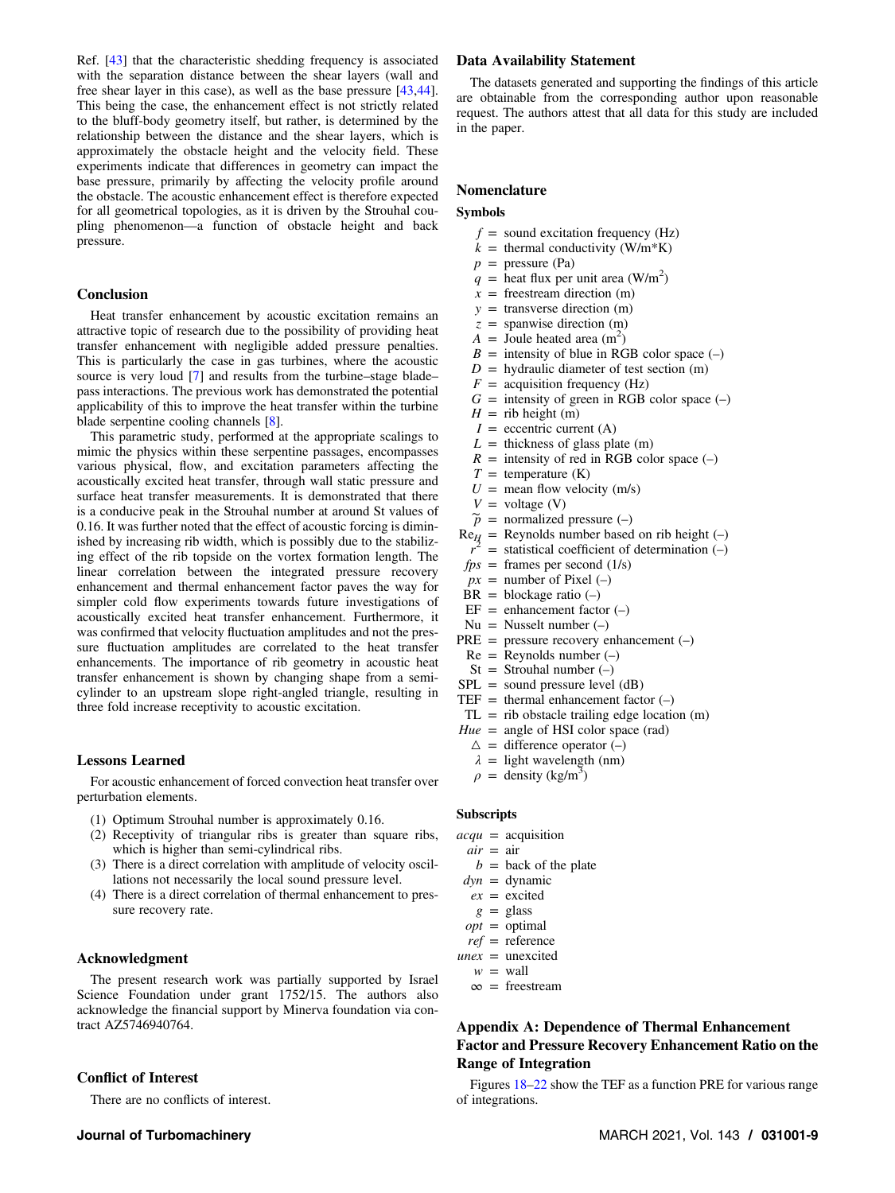Ref. [43] that the characteristic shedding frequency is associated with the separation distance between the shear layers (wall and free shear layer in this case), as well as the base pressure [43,44]. This being the case, the enhancement effect is not strictly related to the bluff-body geometry itself, but rather, is determined by the relationship between the distance and the shear layers, which is approximately the obstacle height and the velocity field. These experiments indicate that differences in geometry can impact the base pressure, primarily by affecting the velocity profile around the obstacle. The acoustic enhancement effect is therefore expected for all geometrical topologies, as it is driven by the Strouhal coupling phenomenon—a function of obstacle height and back pressure.

## Conclusion

Heat transfer enhancement by acoustic excitation remains an attractive topic of research due to the possibility of providing heat transfer enhancement with negligible added pressure penalties. This is particularly the case in gas turbines, where the acoustic source is very loud [7] and results from the turbine–stage blade–pass interactions. The previous work has demonstrated the potential applicability of this to improve the heat transfer within the turbine blade serpentine cooling channels [8].

This parametric study, performed at the appropriate scalings to mimic the physics within these serpentine passages, encompasses various physical, flow, and excitation parameters affecting the acoustically excited heat transfer, through wall static pressure and surface heat transfer measurements. It is demonstrated that there is a conducive peak in the Strouhal number at around St values of 0.16. It was further noted that the effect of acoustic forcing is diminished by increasing rib width, which is possibly due to the stabilizing effect of the rib topside on the vortex formation length. The linear correlation between the integrated pressure recovery enhancement and thermal enhancement factor paves the way for simpler cold flow experiments towards future investigations of acoustically excited heat transfer enhancement. Furthermore, it was confirmed that velocity fluctuation amplitudes and not the pressure fluctuation amplitudes are correlated to the heat transfer enhancements. The importance of rib geometry in acoustic heat transfer enhancement is shown by changing shape from a semi-cylinder to an upstream slope right-angled triangle, resulting in three fold increase receptivity to acoustic excitation.

## Lessons Learned

For acoustic enhancement of forced convection heat transfer over perturbation elements.

1. Optimum Strouhal number is approximately 0.16.
2. Receptivity of triangular ribs is greater than square ribs, which is higher than semi-cylindrical ribs.
3. There is a direct correlation with amplitude of velocity oscillations not necessarily the local sound pressure level.
4. There is a direct correlation of thermal enhancement to pressure recovery rate.

## Acknowledgment

The present research work was partially supported by Israel Science Foundation under grant 1752/15. The authors also acknowledge the financial support by Minerva foundation via contract AZ5746940764.

## Conflict of Interest

There are no conflicts of interest.

## Data Availability Statement

The datasets generated and supporting the findings of this article are obtainable from the corresponding author upon reasonable request. The authors attest that all data for this study are included in the paper.

## Nomenclature

### Symbols

- $f$ = sound excitation frequency (Hz)
- $k$ = thermal conductivity (W/m*K)
- $p$ = pressure (Pa)
- $q$ = heat flux per unit area (W/m$^2$)
- $x$ = freestream direction (m)
- $y$ = transverse direction (m)
- $z$ = spanwise direction (m)
- $A$ = Joule heated area (m$^2$)
- $B$ = intensity of blue in RGB color space (–)
- $D$ = hydraulic diameter of test section (m)
- $F$ = acquisition frequency (Hz)
- $G$ = intensity of green in RGB color space (–)
- $H$ = rib height (m)
- $I$ = eccentric current (A)
- $L$ = thickness of glass plate (m)
- $R$ = intensity of red in RGB color space (–)
- $T$ = temperature (K)
- $U$ = mean flow velocity (m/s)
- $V$ = voltage (V)
- $\widetilde{p}$ = normalized pressure (–)
- $Re_H$ = Reynolds number based on rib height (–)
- $r^2$ = statistical coefficient of determination (–)
- $fps$ = frames per second (1/s)
- $px$ = number of Pixel (–)
- BR = blockage ratio (–)
- EF = enhancement factor (–)
- Nu = Nusselt number (–)
- PRE = pressure recovery enhancement (–)
- Re = Reynolds number (–)
- St = Strouhal number (–)
- SPL = sound pressure level (dB)
- TEF = thermal enhancement factor (–)
- TL = rib obstacle trailing edge location (m)
- $Hue$ = angle of HSI color space (rad)
- $\triangle$ = difference operator (–)
- $\lambda$ = light wavelength (nm)
- $\rho$ = density (kg/m$^3$)

### Subscripts

- $acqu$ = acquisition
- $air$ = air
- $b$ = back of the plate
- $dyn$ = dynamic
- $ex$ = excited
- $g$ = glass
- $opt$ = optimal
- $ref$ = reference
- $unex$ = unexcited
- $w$ = wall
- $\infty$ = freestream

## Appendix A: Dependence of Thermal Enhancement Factor and Pressure Recovery Enhancement Ratio on the Range of Integration

Figures 18–22 show the TEF as a function PRE for various range of integrations.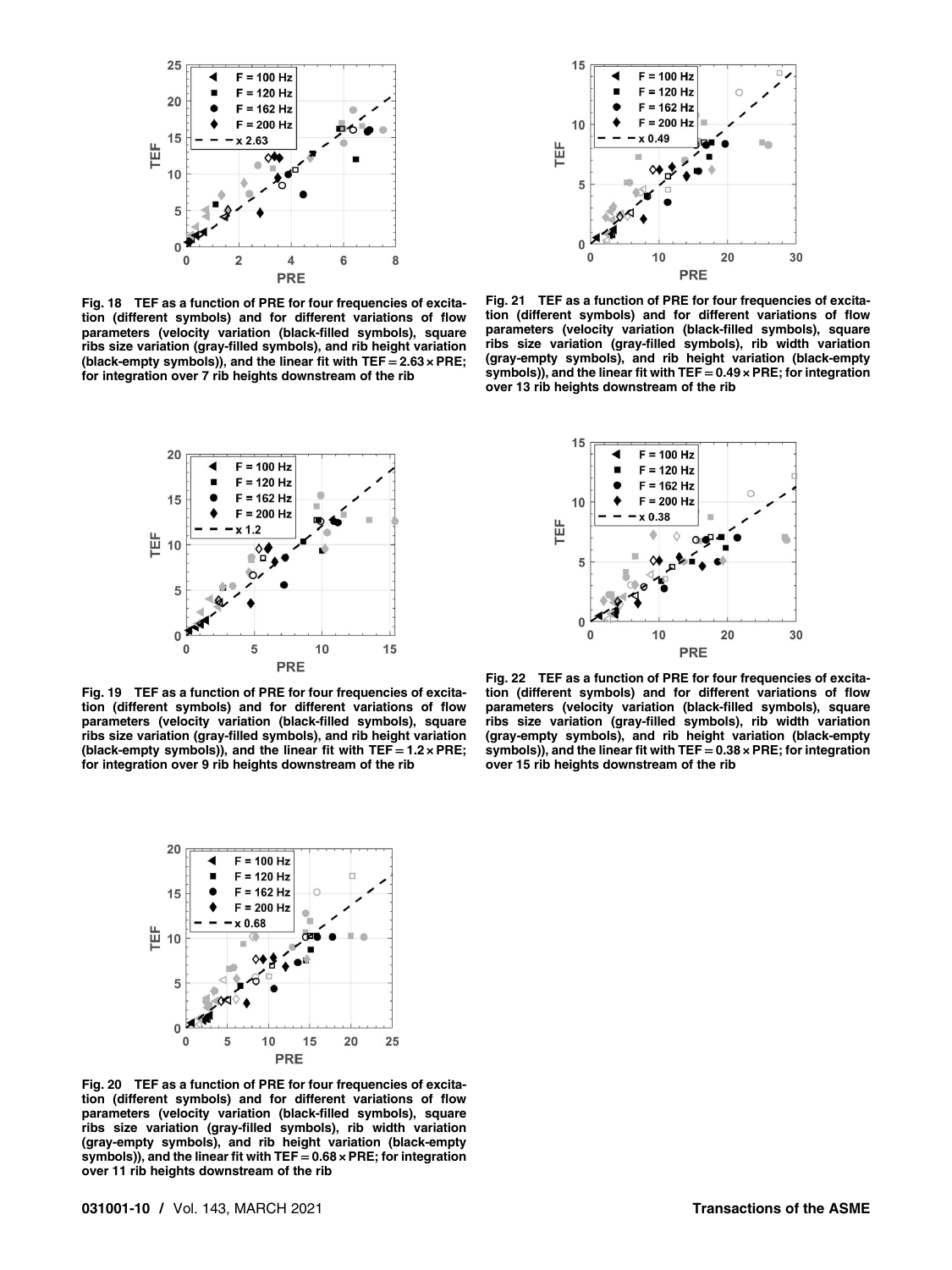**Fig. 18 TEF as a function of PRE for four frequencies of excitation (different symbols) and for different variations of flow parameters (velocity variation (black-filled symbols), square ribs size variation (gray-filled symbols), and rib height variation (black-empty symbols)), and the linear fit with TEF = 2.63 × PRE; for integration over 7 rib heights downstream of the rib**

**Fig. 19 TEF as a function of PRE for four frequencies of excitation (different symbols) and for different variations of flow parameters (velocity variation (black-filled symbols), square ribs size variation (gray-filled symbols), and rib height variation (black-empty symbols)), and the linear fit with TEF = 1.2 × PRE; for integration over 9 rib heights downstream of the rib**

**Fig. 20 TEF as a function of PRE for four frequencies of excitation (different symbols) and for different variations of flow parameters (velocity variation (black-filled symbols), square ribs size variation (gray-filled symbols), rib width variation (gray-empty symbols), and rib height variation (black-empty symbols)), and the linear fit with TEF = 0.68 × PRE; for integration over 11 rib heights downstream of the rib**

**Fig. 21 TEF as a function of PRE for four frequencies of excitation (different symbols) and for different variations of flow parameters (velocity variation (black-filled symbols), square ribs size variation (gray-filled symbols), rib width variation (gray-empty symbols), and rib height variation (black-empty symbols)), and the linear fit with TEF = 0.49 × PRE; for integration over 13 rib heights downstream of the rib**

**Fig. 22 TEF as a function of PRE for four frequencies of excitation (different symbols) and for different variations of flow parameters (velocity variation (black-filled symbols), square ribs size variation (gray-filled symbols), rib width variation (gray-empty symbols), and rib height variation (black-empty symbols)), and the linear fit with TEF = 0.38 × PRE; for integration over 15 rib heights downstream of the rib**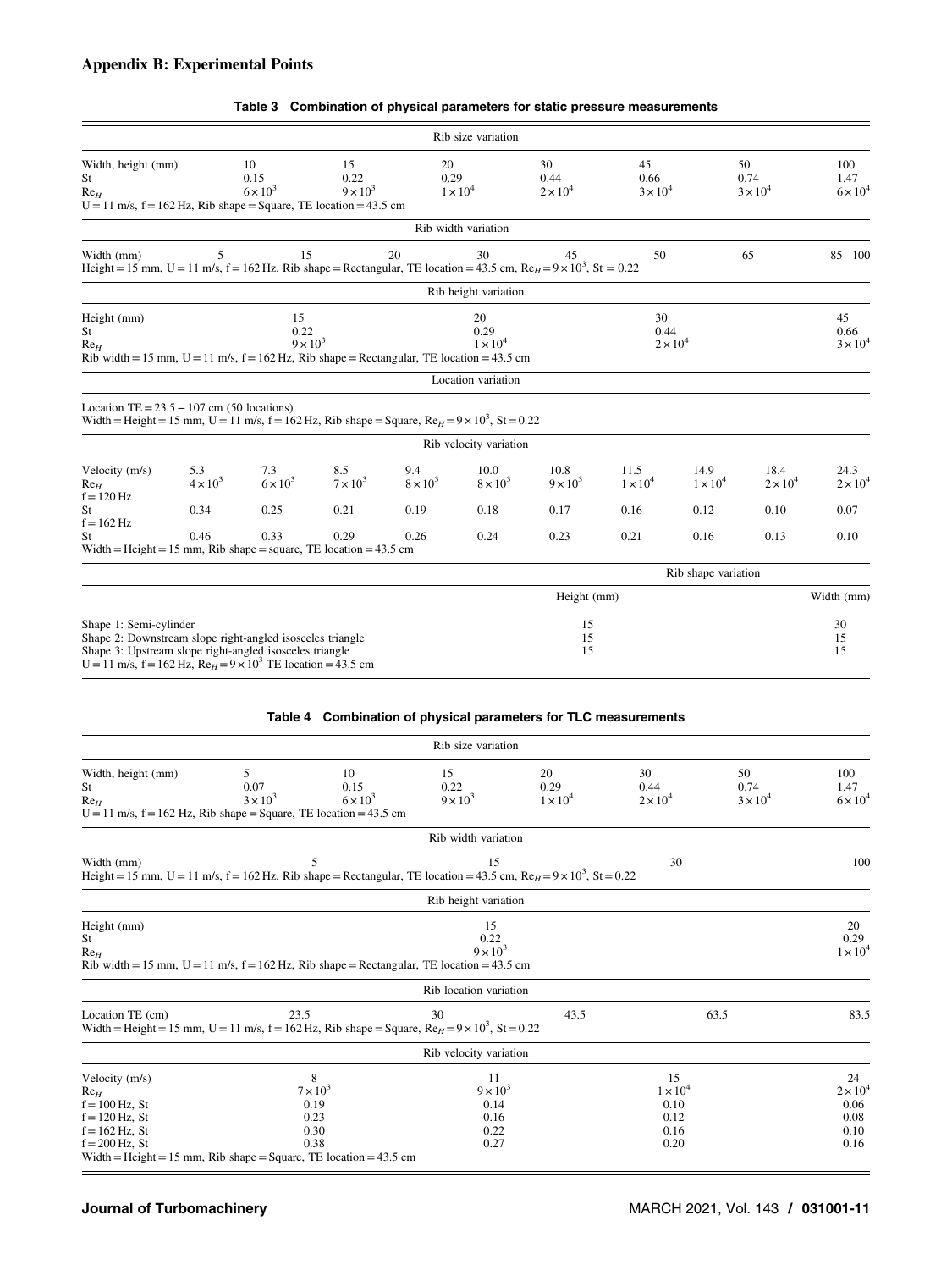## Appendix B: Experimental Points

**Table 3 Combination of physical parameters for static pressure measurements**

**Rib size variation**

| Width, height (mm) | 10 | 15 | 20 | 30 | 45 | 50 | 100 |
|---|---|---|---|---|---|---|---|
| St | 0.15 | 0.22 | 0.29 | 0.44 | 0.66 | 0.74 | 1.47 |
| $Re_H$ | $6 \times 10^3$ | $9 \times 10^3$ | $1 \times 10^4$ | $2 \times 10^4$ | $3 \times 10^4$ | $3 \times 10^4$ | $6 \times 10^4$ |

U = 11 m/s, f = 162 Hz, Rib shape = Square, TE location = 43.5 cm

**Rib width variation**

| Width (mm) | 5 | 15 | 20 | 30 | 45 | 50 | 65 | 85 | 100 |
|---|---|---|---|---|---|---|---|---|---|

Height = 15 mm, U = 11 m/s, f = 162 Hz, Rib shape = Rectangular, TE location = 43.5 cm, $Re_H = 9 \times 10^3$, St = 0.22

**Rib height variation**

| Height (mm) | 15 | 20 | 30 | 45 |
|---|---|---|---|---|
| St | 0.22 | 0.29 | 0.44 | 0.66 |
| $Re_H$ | $9 \times 10^3$ | $1 \times 10^4$ | $2 \times 10^4$ | $3 \times 10^4$ |

Rib width = 15 mm, U = 11 m/s, f = 162 Hz, Rib shape = Rectangular, TE location = 43.5 cm

**Location variation**

Location TE = 23.5 – 107 cm (50 locations)
Width = Height = 15 mm, U = 11 m/s, f = 162 Hz, Rib shape = Square, $Re_H = 9 \times 10^3$, St = 0.22

**Rib velocity variation**

| Velocity (m/s) | 5.3 | 7.3 | 8.5 | 9.4 | 10.0 | 10.8 | 11.5 | 14.9 | 18.4 | 24.3 |
|---|---|---|---|---|---|---|---|---|---|---|
| $Re_H$ | $4 \times 10^3$ | $6 \times 10^3$ | $7 \times 10^3$ | $8 \times 10^3$ | $8 \times 10^3$ | $9 \times 10^3$ | $1 \times 10^4$ | $1 \times 10^4$ | $2 \times 10^4$ | $2 \times 10^4$ |
| f = 120 Hz, St | 0.34 | 0.25 | 0.21 | 0.19 | 0.18 | 0.17 | 0.16 | 0.12 | 0.10 | 0.07 |
| f = 162 Hz, St | 0.46 | 0.33 | 0.29 | 0.26 | 0.24 | 0.23 | 0.21 | 0.16 | 0.13 | 0.10 |

Width = Height = 15 mm, Rib shape = square, TE location = 43.5 cm

**Rib shape variation**

| | Height (mm) | Width (mm) |
|---|---|---|
| Shape 1: Semi-cylinder | 15 | 30 |
| Shape 2: Downstream slope right-angled isosceles triangle | 15 | 15 |
| Shape 3: Upstream slope right-angled isosceles triangle | 15 | 15 |

U = 11 m/s, f = 162 Hz, $Re_H = 9 \times 10^3$ TE location = 43.5 cm

**Table 4 Combination of physical parameters for TLC measurements**

**Rib size variation**

| Width, height (mm) | 5 | 10 | 15 | 20 | 30 | 50 | 100 |
|---|---|---|---|---|---|---|---|
| St | 0.07 | 0.15 | 0.22 | 0.29 | 0.44 | 0.74 | 1.47 |
| $Re_H$ | $3 \times 10^3$ | $6 \times 10^3$ | $9 \times 10^3$ | $1 \times 10^4$ | $2 \times 10^4$ | $3 \times 10^4$ | $6 \times 10^4$ |

U = 11 m/s, f = 162 Hz, Rib shape = Square, TE location = 43.5 cm

**Rib width variation**

| Width (mm) | 5 | 15 | 30 | 100 |
|---|---|---|---|---|

Height = 15 mm, U = 11 m/s, f = 162 Hz, Rib shape = Rectangular, TE location = 43.5 cm, $Re_H = 9 \times 10^3$, St = 0.22

**Rib height variation**

| Height (mm) | 15 | 20 |
|---|---|---|
| St | 0.22 | 0.29 |
| $Re_H$ | $9 \times 10^3$ | $1 \times 10^4$ |

Rib width = 15 mm, U = 11 m/s, f = 162 Hz, Rib shape = Rectangular, TE location = 43.5 cm

**Rib location variation**

| Location TE (cm) | 23.5 | 30 | 43.5 | 63.5 | 83.5 |
|---|---|---|---|---|---|

Width = Height = 15 mm, U = 11 m/s, f = 162 Hz, Rib shape = Square, $Re_H = 9 \times 10^3$, St = 0.22

**Rib velocity variation**

| Velocity (m/s) | 8 | 11 | 15 | 24 |
|---|---|---|---|---|
| $Re_H$ | $7 \times 10^3$ | $9 \times 10^3$ | $1 \times 10^4$ | $2 \times 10^4$ |
| f = 100 Hz, St | 0.19 | 0.14 | 0.10 | 0.06 |
| f = 120 Hz, St | 0.23 | 0.16 | 0.12 | 0.08 |
| f = 162 Hz, St | 0.30 | 0.22 | 0.16 | 0.10 |
| f = 200 Hz, St | 0.38 | 0.27 | 0.20 | 0.16 |

Width = Height = 15 mm, Rib shape = Square, TE location = 43.5 cm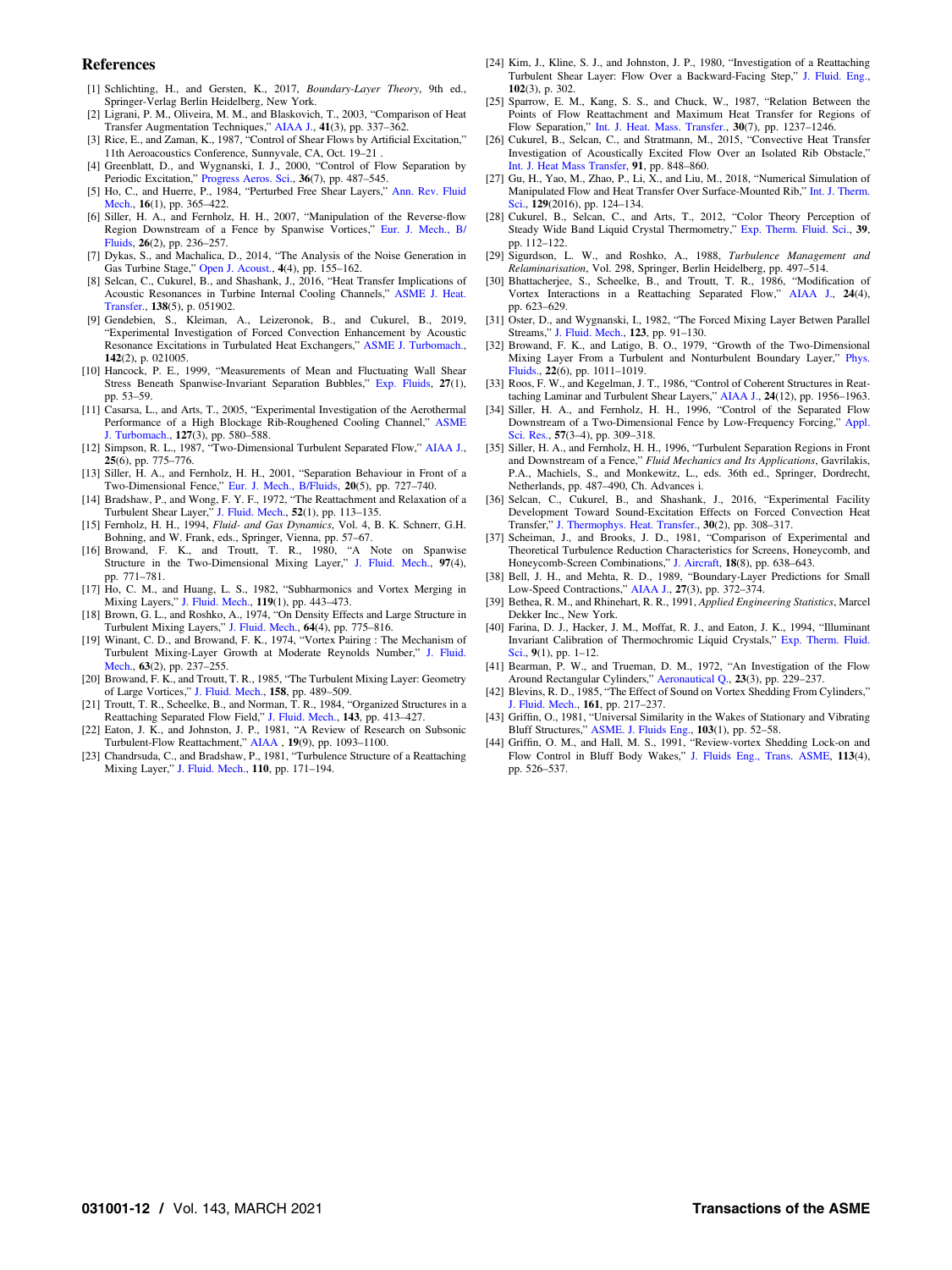## References

[1] Schlichting, H., and Gersten, K., 2017, *Boundary-Layer Theory*, 9th ed., Springer-Verlag Berlin Heidelberg, New York.

[2] Ligrani, P. M., Oliveira, M. M., and Blaskovich, T., 2003, "Comparison of Heat Transfer Augmentation Techniques," AIAA J., **41**(3), pp. 337–362.

[3] Rice, E., and Zaman, K., 1987, "Control of Shear Flows by Artificial Excitation," 11th Aeroacoustics Conference, Sunnyvale, CA, Oct. 19–21 .

[4] Greenblatt, D., and Wygnanski, I. J., 2000, "Control of Flow Separation by Periodic Excitation," Progress Aeros. Sci., **36**(7), pp. 487–545.

[5] Ho, C., and Huerre, P., 1984, "Perturbed Free Shear Layers," Ann. Rev. Fluid Mech., **16**(1), pp. 365–422.

[6] Siller, H. A., and Fernholz, H. H., 2007, "Manipulation of the Reverse-flow Region Downstream of a Fence by Spanwise Vortices," Eur. J. Mech., B/ Fluids, **26**(2), pp. 236–257.

[7] Dykas, S., and Machalica, D., 2014, "The Analysis of the Noise Generation in Gas Turbine Stage," Open J. Acoust., **4**(4), pp. 155–162.

[8] Selcan, C., Cukurel, B., and Shashank, J., 2016, "Heat Transfer Implications of Acoustic Resonances in Turbine Internal Cooling Channels," ASME J. Heat. Transfer., **138**(5), p. 051902.

[9] Gendebien, S., Kleiman, A., Leizeronok, B., and Cukurel, B., 2019, "Experimental Investigation of Forced Convection Enhancement by Acoustic Resonance Excitations in Turbulated Heat Exchangers," ASME J. Turbomach., **142**(2), p. 021005.

[10] Hancock, P. E., 1999, "Measurements of Mean and Fluctuating Wall Shear Stress Beneath Spanwise-Invariant Separation Bubbles," Exp. Fluids, **27**(1), pp. 53–59.

[11] Casarsa, L., and Arts, T., 2005, "Experimental Investigation of the Aerothermal Performance of a High Blockage Rib-Roughened Cooling Channel," ASME J. Turbomach., **127**(3), pp. 580–588.

[12] Simpson, R. L., 1987, "Two-Dimensional Turbulent Separated Flow," AIAA J., **25**(6), pp. 775–776.

[13] Siller, H. A., and Fernholz, H. H., 2001, "Separation Behaviour in Front of a Two-Dimensional Fence," Eur. J. Mech., B/Fluids, **20**(5), pp. 727–740.

[14] Bradshaw, P., and Wong, F. Y. F., 1972, "The Reattachment and Relaxation of a Turbulent Shear Layer," J. Fluid. Mech., **52**(1), pp. 113–135.

[15] Fernholz, H. H., 1994, *Fluid- and Gas Dynamics*, Vol. 4, B. K. Schnerr, G.H. Bohning, and W. Frank, eds., Springer, Vienna, pp. 57–67.

[16] Browand, F. K., and Troutt, T. R., 1980, "A Note on Spanwise Structure in the Two-Dimensional Mixing Layer," J. Fluid. Mech., **97**(4), pp. 771–781.

[17] Ho, C. M., and Huang, L. S., 1982, "Subharmonics and Vortex Merging in Mixing Layers," J. Fluid. Mech., **119**(1), pp. 443–473.

[18] Brown, G. L., and Roshko, A., 1974, "On Density Effects and Large Structure in Turbulent Mixing Layers," J. Fluid. Mech., **64**(4), pp. 775–816.

[19] Winant, C. D., and Browand, F. K., 1974, "Vortex Pairing : The Mechanism of Turbulent Mixing-Layer Growth at Moderate Reynolds Number," J. Fluid. Mech., **63**(2), pp. 237–255.

[20] Browand, F. K., and Troutt, T. R., 1985, "The Turbulent Mixing Layer: Geometry of Large Vortices," J. Fluid. Mech., **158**, pp. 489–509.

[21] Troutt, T. R., Scheelke, B., and Norman, T. R., 1984, "Organized Structures in a Reattaching Separated Flow Field," J. Fluid. Mech., **143**, pp. 413–427.

[22] Eaton, J. K., and Johnston, J. P., 1981, "A Review of Research on Subsonic Turbulent-Flow Reattachment," AIAA , **19**(9), pp. 1093–1100.

[23] Chandrsuda, C., and Bradshaw, P., 1981, "Turbulence Structure of a Reattaching Mixing Layer," J. Fluid. Mech., **110**, pp. 171–194.

[24] Kim, J., Kline, S. J., and Johnston, J. P., 1980, "Investigation of a Reattaching Turbulent Shear Layer: Flow Over a Backward-Facing Step," J. Fluid. Eng., **102**(3), p. 302.

[25] Sparrow, E. M., Kang, S. S., and Chuck, W., 1987, "Relation Between the Points of Flow Reattachment and Maximum Heat Transfer for Regions of Flow Separation," Int. J. Heat. Mass. Transfer., **30**(7), pp. 1237–1246.

[26] Cukurel, B., Selcan, C., and Stratmann, M., 2015, "Convective Heat Transfer Investigation of Acoustically Excited Flow Over an Isolated Rib Obstacle," Int. J. Heat Mass Transfer, **91**, pp. 848–860.

[27] Gu, H., Yao, M., Zhao, P., Li, X., and Liu, M., 2018, "Numerical Simulation of Manipulated Flow and Heat Transfer Over Surface-Mounted Rib," Int. J. Therm. Sci., **129**(2016), pp. 124–134.

[28] Cukurel, B., Selcan, C., and Arts, T., 2012, "Color Theory Perception of Steady Wide Band Liquid Crystal Thermometry," Exp. Therm. Fluid. Sci., **39**, pp. 112–122.

[29] Sigurdson, L. W., and Roshko, A., 1988, *Turbulence Management and Relaminarisation*, Vol. 298, Springer, Berlin Heidelberg, pp. 497–514.

[30] Bhattacherjee, S., Scheelke, B., and Troutt, T. R., 1986, "Modification of Vortex Interactions in a Reattaching Separated Flow," AIAA J., **24**(4), pp. 623–629.

[31] Oster, D., and Wygnanski, I., 1982, "The Forced Mixing Layer Betwen Parallel Streams," J. Fluid. Mech., **123**, pp. 91–130.

[32] Browand, F. K., and Latigo, B. O., 1979, "Growth of the Two-Dimensional Mixing Layer From a Turbulent and Nonturbulent Boundary Layer," Phys. Fluids., **22**(6), pp. 1011–1019.

[33] Roos, F. W., and Kegelman, J. T., 1986, "Control of Coherent Structures in Reattaching Laminar and Turbulent Shear Layers," AIAA J., **24**(12), pp. 1956–1963.

[34] Siller, H. A., and Fernholz, H. H., 1996, "Control of the Separated Flow Downstream of a Two-Dimensional Fence by Low-Frequency Forcing," Appl. Sci. Res., **57**(3–4), pp. 309–318.

[35] Siller, H. A., and Fernholz, H. H., 1996, "Turbulent Separation Regions in Front and Downstream of a Fence," *Fluid Mechanics and Its Applications*, Gavrilakis, P.A., Machiels, S., and Monkewitz, L., eds. 36th ed., Springer, Dordrecht, Netherlands, pp. 487–490, Ch. Advances i.

[36] Selcan, C., Cukurel, B., and Shashank, J., 2016, "Experimental Facility Development Toward Sound-Excitation Effects on Forced Convection Heat Transfer," J. Thermophys. Heat. Transfer., **30**(2), pp. 308–317.

[37] Scheiman, J., and Brooks, J. D., 1981, "Comparison of Experimental and Theoretical Turbulence Reduction Characteristics for Screens, Honeycomb, and Honeycomb-Screen Combinations," J. Aircraft, **18**(8), pp. 638–643.

[38] Bell, J. H., and Mehta, R. D., 1989, "Boundary-Layer Predictions for Small Low-Speed Contractions," AIAA J., **27**(3), pp. 372–374.

[39] Bethea, R. M., and Rhinehart, R. R., 1991, *Applied Engineering Statistics*, Marcel Dekker Inc., New York.

[40] Farina, D. J., Hacker, J. M., Moffat, R. J., and Eaton, J. K., 1994, "Illuminant Invariant Calibration of Thermochromic Liquid Crystals," Exp. Therm. Fluid. Sci., **9**(1), pp. 1–12.

[41] Bearman, P. W., and Trueman, D. M., 1972, "An Investigation of the Flow Around Rectangular Cylinders," Aeronautical Q., **23**(3), pp. 229–237.

[42] Blevins, R. D., 1985, "The Effect of Sound on Vortex Shedding From Cylinders," J. Fluid. Mech., **161**, pp. 217–237.

[43] Griffin, O., 1981, "Universal Similarity in the Wakes of Stationary and Vibrating Bluff Structures," ASME. J. Fluids Eng., **103**(1), pp. 52–58.

[44] Griffin, O. M., and Hall, M. S., 1991, "Review-vortex Shedding Lock-on and Flow Control in Bluff Body Wakes," J. Fluids Eng., Trans. ASME, **113**(4), pp. 526–537.